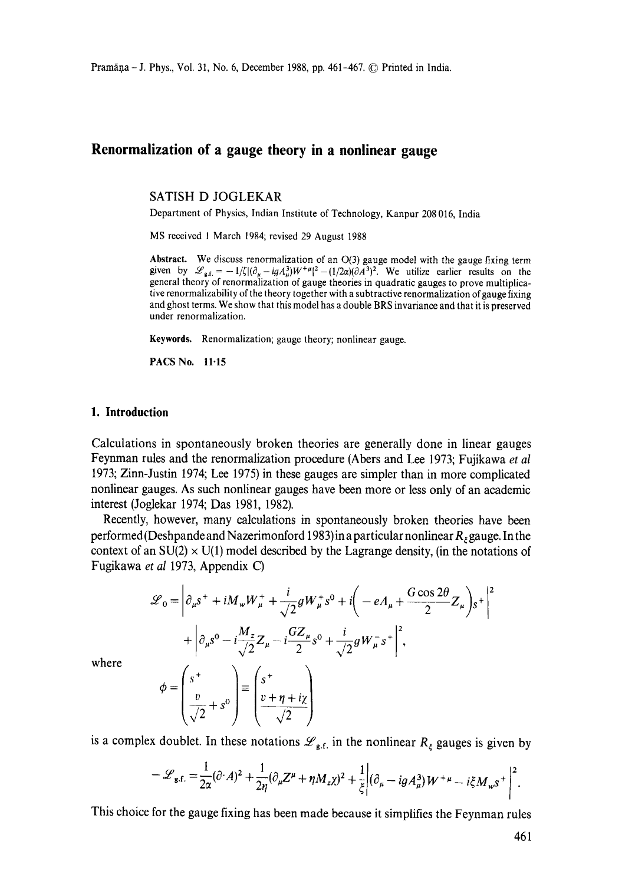# Renormalization of a gauge theory in a nonlinear gauge

SATISH D JOGLEKAR

Department of Physics, Indian Institute of Technology, Kanpur 208 016, India

MS received 1 March 1984; revised 29 August 1988

**Abstract.** We discuss renormalization of an O(3) gauge model with the gauge fixing term given by $\mathscr{L}_{\text{g.f.}} = -1/\zeta|(\partial_\mu - igA^3_\mu)W^{+\mu}|^2 - (1/2\alpha)(\partial A^3)^2$. We utilize earlier results on the general theory of renormalization of gauge theories in quadratic gauges to prove multiplicative renormalizability of the theory together with a subtractive renormalization of gauge fixing and ghost terms. We show that this model has a double BRS invariance and that it is preserved under renormalization.

**Keywords.** Renormalization; gauge theory; nonlinear gauge.

**PACS No.** 11·15

## 1. Introduction

Calculations in spontaneously broken theories are generally done in linear gauges Feynman rules and the renormalization procedure (Abers and Lee 1973; Fujikawa *et al* 1973; Zinn-Justin 1974; Lee 1975) in these gauges are simpler than in more complicated nonlinear gauges. As such nonlinear gauges have been more or less only of an academic interest (Joglekar 1974; Das 1981, 1982).

Recently, however, many calculations in spontaneously broken theories have been performed (Deshpande and Nazerimonford 1983) in a particular nonlinear $R_\xi$ gauge. In the context of an SU(2) × U(1) model described by the Lagrange density, (in the notations of Fugikawa *et al* 1973, Appendix C)

$$\mathscr{L}_0 = \left|\partial_\mu s^+ + iM_w W^+_\mu + \frac{i}{\sqrt{2}} g W^+_\mu s^0 + i\left(-eA_\mu + \frac{G\cos 2\theta}{2} Z_\mu\right)s^+\right|^2$$
$$+ \left|\partial_\mu s^0 - i\frac{M_z}{\sqrt{2}} Z_\mu - i\frac{GZ_\mu}{2} s^0 + \frac{i}{\sqrt{2}} g W^-_\mu s^+\right|^2,$$

where

$$\phi = \begin{pmatrix} s^+ \\ \dfrac{v}{\sqrt{2}} + s^0 \end{pmatrix} \equiv \begin{pmatrix} s^+ \\ \dfrac{v + \eta + i\chi}{\sqrt{2}} \end{pmatrix}$$

is a complex doublet. In these notations $\mathscr{L}_{\text{g.f.}}$ in the nonlinear $R_\xi$ gauges is given by

$$-\mathscr{L}_{\text{g.f.}} = \frac{1}{2\alpha}(\partial\cdot A)^2 + \frac{1}{2\eta}(\partial_\mu Z^\mu + \eta M_z \chi)^2 + \frac{1}{\xi}\left|(\partial_\mu - igA^3_\mu)W^{+\mu} - i\xi M_w s^+\right|^2.$$

This choice for the gauge fixing has been made because it simplifies the Feynman rules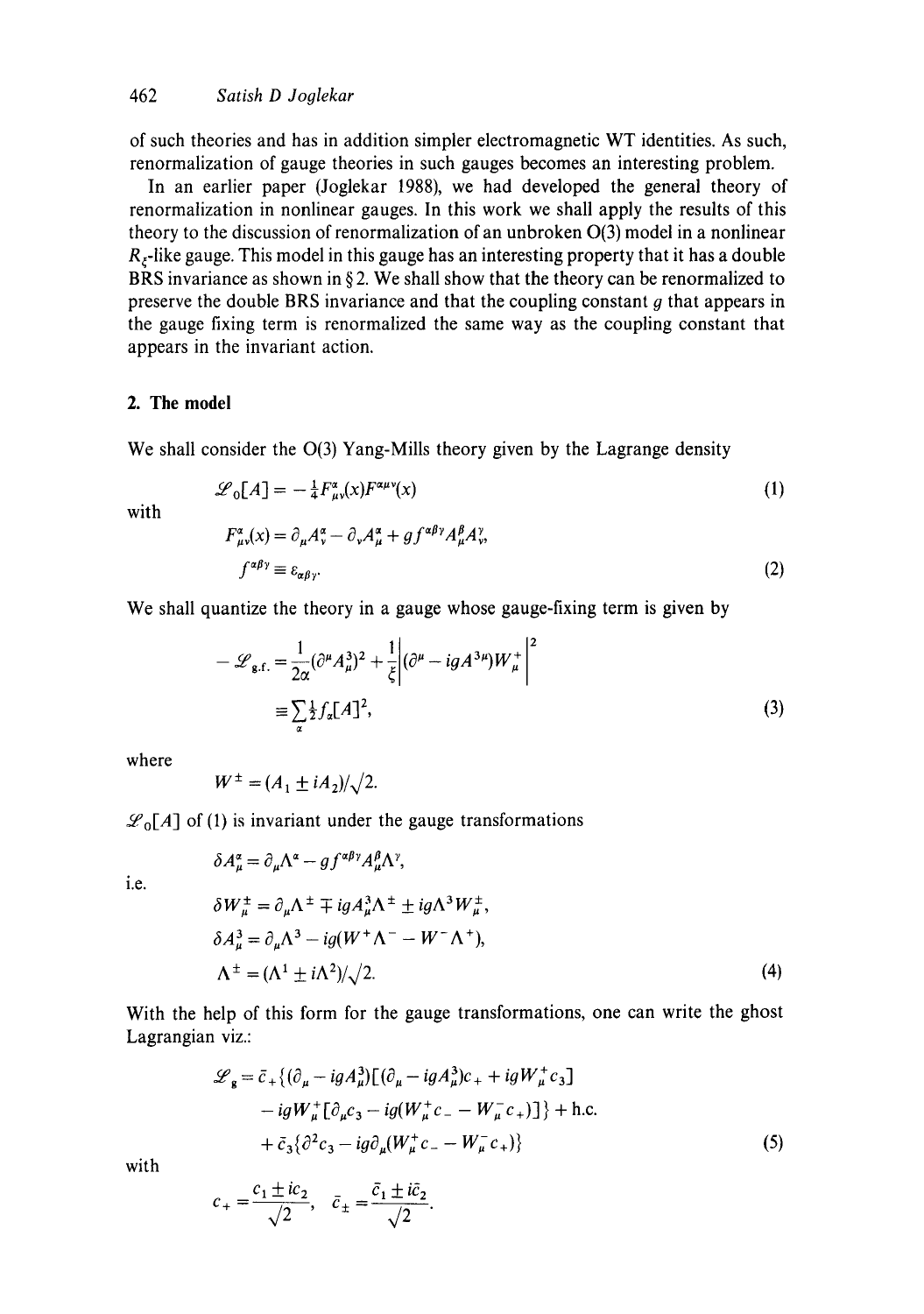of such theories and has in addition simpler electromagnetic WT identities. As such, renormalization of gauge theories in such gauges becomes an interesting problem.

In an earlier paper (Joglekar 1988), we had developed the general theory of renormalization in nonlinear gauges. In this work we shall apply the results of this theory to the discussion of renormalization of an unbroken O(3) model in a nonlinear $R_\xi$-like gauge. This model in this gauge has an interesting property that it has a double BRS invariance as shown in § 2. We shall show that the theory can be renormalized to preserve the double BRS invariance and that the coupling constant $g$ that appears in the gauge fixing term is renormalized the same way as the coupling constant that appears in the invariant action.

## 2. The model

We shall consider the O(3) Yang-Mills theory given by the Lagrange density

$$\mathscr{L}_0[A] = -\tfrac{1}{4}F^\alpha_{\mu\nu}(x)F^{\alpha\mu\nu}(x) \tag{1}$$

with

$$F^\alpha_{\mu\nu}(x) = \partial_\mu A^\alpha_\nu - \partial_\nu A^\alpha_\mu + g f^{\alpha\beta\gamma} A^\beta_\mu A^\gamma_\nu,$$
$$f^{\alpha\beta\gamma} \equiv \varepsilon_{\alpha\beta\gamma}. \tag{2}$$

We shall quantize the theory in a gauge whose gauge-fixing term is given by

$$-\mathscr{L}_{\text{g.f.}} = \frac{1}{2\alpha}(\partial^\mu A^3_\mu)^2 + \frac{1}{\xi}\left|(\partial^\mu - igA^{3\mu})W^+_\mu\right|^2$$
$$\equiv \sum_\alpha \tfrac{1}{2} f_\alpha[A]^2, \tag{3}$$

where

$$W^\pm = (A_1 \pm iA_2)/\sqrt{2}.$$

$\mathscr{L}_0[A]$ of (1) is invariant under the gauge transformations

$$\delta A^\alpha_\mu = \partial_\mu \Lambda^\alpha - g f^{\alpha\beta\gamma} A^\beta_\mu \Lambda^\gamma,$$

i.e.

$$\delta W^\pm_\mu = \partial_\mu \Lambda^\pm \mp igA^3_\mu \Lambda^\pm \pm ig\Lambda^3 W^\pm_\mu,$$
$$\delta A^3_\mu = \partial_\mu \Lambda^3 - ig(W^+\Lambda^- - W^-\Lambda^+),$$
$$\Lambda^\pm = (\Lambda^1 \pm i\Lambda^2)/\sqrt{2}. \tag{4}$$

With the help of this form for the gauge transformations, one can write the ghost Lagrangian viz.:

$$\mathscr{L}_g = \bar{c}_+\{(\partial_\mu - igA^3_\mu)[(\partial_\mu - igA^3_\mu)c_+ + igW^+_\mu c_3]$$
$$- igW^+_\mu[\partial_\mu c_3 - ig(W^+_\mu c_- - W^-_\mu c_+)]\} + \text{h.c.}$$
$$+ \bar{c}_3\{\partial^2 c_3 - ig\partial_\mu(W^+_\mu c_- - W^-_\mu c_+)\} \tag{5}$$

with

$$c_+ = \frac{c_1 \pm ic_2}{\sqrt{2}}, \quad \bar{c}_\pm = \frac{\bar{c}_1 \pm i\bar{c}_2}{\sqrt{2}}.$$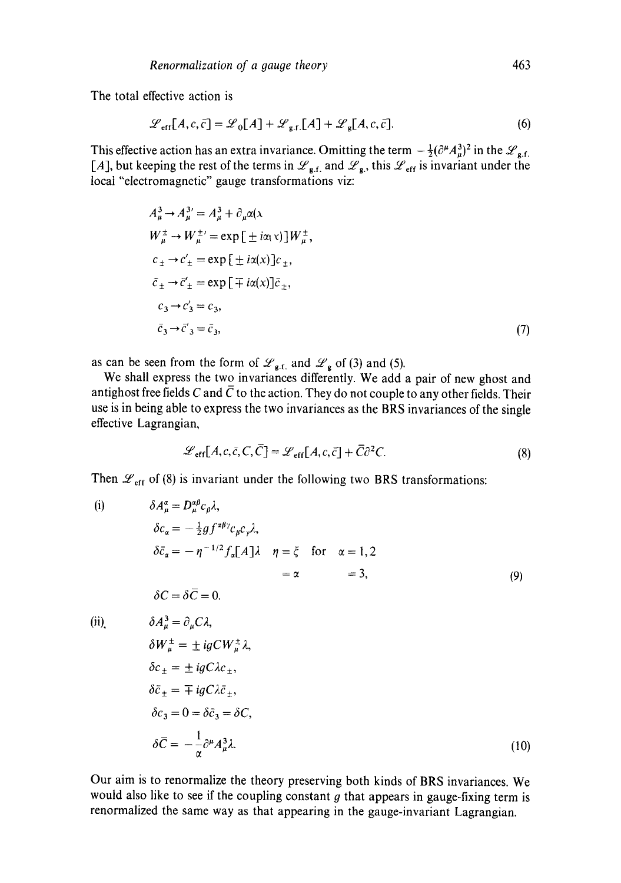The total effective action is

$$\mathscr{L}_{\text{eff}}[A, c, \bar{c}] = \mathscr{L}_0[A] + \mathscr{L}_{\text{g.f.}}[A] + \mathscr{L}_{\text{g}}[A, c, \bar{c}]. \tag{6}$$

This effective action has an extra invariance. Omitting the term $-\frac{1}{2}(\partial^\mu A_\mu^3)^2$ in the $\mathscr{L}_{\text{g.f.}}[A]$, but keeping the rest of the terms in $\mathscr{L}_{\text{g.f.}}$ and $\mathscr{L}_{\text{g}}$, this $\mathscr{L}_{\text{eff}}$ is invariant under the local "electromagnetic" gauge transformations viz:

$$\begin{aligned}
A_\mu^3 &\to A_\mu^{3\prime} = A_\mu^3 + \partial_\mu \alpha(x) \\
W_\mu^\pm &\to W_\mu^{\pm\prime} = \exp[\pm i\alpha(x)] W_\mu^\pm, \\
c_\pm &\to c'_\pm = \exp[\pm i\alpha(x)] c_\pm, \\
\bar{c}_\pm &\to \bar{c}'_\pm = \exp[\mp i\alpha(x)] \bar{c}_\pm, \\
c_3 &\to c'_3 = c_3, \\
\bar{c}_3 &\to \bar{c}'_3 = \bar{c}_3,
\end{aligned} \tag{7}$$

as can be seen from the form of $\mathscr{L}_{\text{g.f.}}$ and $\mathscr{L}_{\text{g}}$ of (3) and (5).

We shall express the two invariances differently. We add a pair of new ghost and antighost free fields $C$ and $\bar{C}$ to the action. They do not couple to any other fields. Their use is in being able to express the two invariances as the BRS invariances of the single effective Lagrangian,

$$\mathscr{L}_{\text{eff}}[A, c, \bar{c}, C, \bar{C}] = \mathscr{L}_{\text{eff}}[A, c, \bar{c}] + \bar{C}\partial^2 C. \tag{8}$$

Then $\mathscr{L}_{\text{eff}}$ of (8) is invariant under the following two BRS transformations:

(i)

$$\begin{aligned}
\delta A_\mu^\alpha &= D_\mu^{\alpha\beta} c_\beta \lambda, \\
\delta c_\alpha &= -\tfrac{1}{2} g f^{\alpha\beta\gamma} c_\beta c_\gamma \lambda, \\
\delta \bar{c}_\alpha &= -\eta^{-1/2} f_\alpha[A]\lambda \quad \eta = \xi \quad \text{for} \quad \alpha = 1, 2 \\
&\qquad\qquad\qquad\qquad\;\; = \alpha \qquad\quad\;\; = 3, \\
\delta C &= \delta \bar{C} = 0.
\end{aligned} \tag{9}$$

(ii)

$$\begin{aligned}
\delta A_\mu^3 &= \partial_\mu C \lambda, \\
\delta W_\mu^\pm &= \pm igCW_\mu^\pm \lambda, \\
\delta c_\pm &= \pm igC\lambda c_\pm, \\
\delta \bar{c}_\pm &= \mp igC\lambda \bar{c}_\pm, \\
\delta c_3 &= 0 = \delta \bar{c}_3 = \delta C, \\
\delta \bar{C} &= -\frac{1}{\alpha}\partial^\mu A_\mu^3 \lambda.
\end{aligned} \tag{10}$$

Our aim is to renormalize the theory preserving both kinds of BRS invariances. We would also like to see if the coupling constant $g$ that appears in gauge-fixing term is renormalized the same way as that appearing in the gauge-invariant Lagrangian.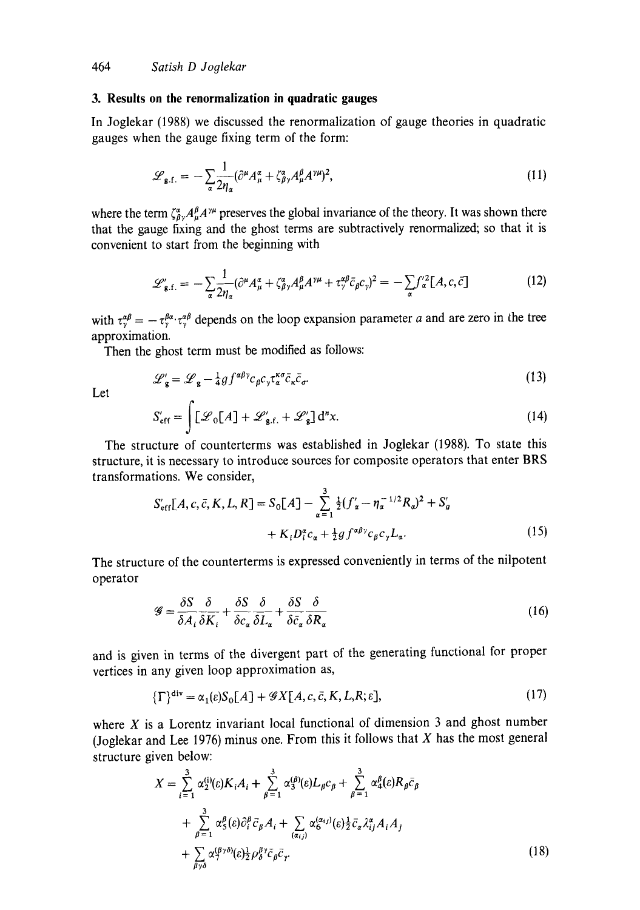## 3. Results on the renormalization in quadratic gauges

In Joglekar (1988) we discussed the renormalization of gauge theories in quadratic gauges when the gauge fixing term of the form:

$$\mathscr{L}_{\mathrm{g.f.}} = -\sum_{\alpha} \frac{1}{2\eta_\alpha}(\partial^\mu A^\alpha_\mu + \zeta^\alpha_{\beta\gamma} A^\beta_\mu A^{\gamma\mu})^2, \tag{11}$$

where the term $\zeta^\alpha_{\beta\gamma} A^\beta_\mu A^{\gamma\mu}$ preserves the global invariance of the theory. It was shown there that the gauge fixing and the ghost terms are subtractively renormalized; so that it is convenient to start from the beginning with

$$\mathscr{L}'_{\mathrm{g.f.}} = -\sum_{\alpha} \frac{1}{2\eta_\alpha}(\partial^\mu A^\alpha_\mu + \zeta^\alpha_{\beta\gamma} A^\beta_\mu A^{\gamma\mu} + \tau^{\alpha\beta}_\gamma \bar{c}_\beta c_\gamma)^2 = -\sum_\alpha f'^2_\alpha [A, c, \bar{c}] \tag{12}$$

with $\tau^{\alpha\beta}_\gamma = -\tau^{\beta\alpha}_\gamma . \tau^{\alpha\beta}_\gamma$ depends on the loop expansion parameter $a$ and are zero in the tree approximation.

Then the ghost term must be modified as follows:

$$\mathscr{L}'_g = \mathscr{L}_g - \tfrac{1}{4} g f^{\alpha\beta\gamma} c_\beta c_\gamma \tau^{\kappa\sigma}_\alpha \bar{c}_\kappa \bar{c}_\sigma. \tag{13}$$

Let

$$S'_{\mathrm{eff}} = \int [\mathscr{L}_0[A] + \mathscr{L}'_{\mathrm{g.f.}} + \mathscr{L}'_g] \, \mathrm{d}^n x. \tag{14}$$

The structure of counterterms was established in Joglekar (1988). To state this structure, it is necessary to introduce sources for composite operators that enter BRS transformations. We consider,

$$S'_{\mathrm{eff}}[A, c, \bar{c}, K, L, R] = S_0[A] - \sum_{\alpha=1}^{3} \tfrac{1}{2}(f'_\alpha - \eta_\alpha^{-1/2} R_\alpha)^2 + S'_g + K_i D^\alpha_i c_\alpha + \tfrac{1}{2} g f^{\alpha\beta\gamma} c_\beta c_\gamma L_\alpha. \tag{15}$$

The structure of the counterterms is expressed conveniently in terms of the nilpotent operator

$$\mathscr{G} = \frac{\delta S}{\delta A_i}\frac{\delta}{\delta K_i} + \frac{\delta S}{\delta c_\alpha}\frac{\delta}{\delta L_\alpha} + \frac{\delta S}{\delta \bar{c}_\alpha}\frac{\delta}{\delta R_\alpha} \tag{16}$$

and is given in terms of the divergent part of the generating functional for proper vertices in any given loop approximation as,

$$\{\Gamma\}^{\mathrm{div}} = \alpha_1(\varepsilon) S_0[A] + \mathscr{G} X[A, c, \bar{c}, K, L, R; \varepsilon], \tag{17}$$

where $X$ is a Lorentz invariant local functional of dimension 3 and ghost number (Joglekar and Lee 1976) minus one. From this it follows that $X$ has the most general structure given below:

$$\begin{aligned} X = {} & \sum_{i=1}^{3} \alpha_2^{(i)}(\varepsilon) K_i A_i + \sum_{\beta=1}^{3} \alpha_3^{(\beta)}(\varepsilon) L_\beta c_\beta + \sum_{\beta=1}^{3} \alpha_4^\beta(\varepsilon) R_\beta \bar{c}_\beta \\ & + \sum_{\beta=1}^{3} \alpha_5^\beta(\varepsilon) \partial_i^\beta \bar{c}_\beta A_i + \sum_{(\alpha i j)} \alpha_6^{(\alpha i j)}(\varepsilon) \tfrac{1}{2} \bar{c}_\alpha \lambda^\alpha_{ij} A_i A_j \\ & + \sum_{\beta\gamma\delta} \alpha_7^{(\beta\gamma\delta)}(\varepsilon) \tfrac{1}{2} \rho^{\beta\gamma}_\delta \bar{c}_\beta \bar{c}_\gamma. \end{aligned} \tag{18}$$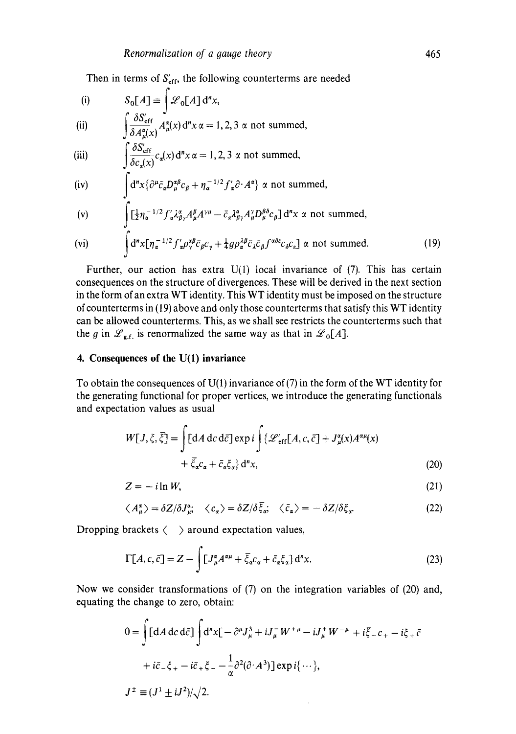Then in terms of $S'_{\text{eff}}$, the following counterterms are needed

$$
\begin{aligned}
&\text{(i)} \quad S_0[A] \equiv \int \mathscr{L}_0[A]\, \mathrm{d}^n x, \\
&\text{(ii)} \quad \int \frac{\delta S'_{\text{eff}}}{\delta A^\alpha_\mu(x)} A^\alpha_\mu(x)\, \mathrm{d}^n x \; \alpha = 1, 2, 3 \;\; \alpha \text{ not summed}, \\
&\text{(iii)} \quad \int \frac{\delta S'_{\text{eff}}}{\delta c_\alpha(x)} c_\alpha(x)\, \mathrm{d}^n x \; \alpha = 1, 2, 3 \;\; \alpha \text{ not summed}, \\
&\text{(iv)} \quad \int \mathrm{d}^n x \{ \partial^\mu \bar{c}_\alpha D^{\alpha\beta}_\mu c_\beta + \eta_\alpha^{-1/2} f'_\alpha \partial \cdot A^\alpha \} \;\; \alpha \text{ not summed}, \\
&\text{(v)} \quad \int [\tfrac{1}{2} \eta_\alpha^{-1/2} f'_\alpha \lambda^\alpha_{\beta\gamma} A^\beta_\mu A^{\gamma\mu} - \bar{c}_\alpha \lambda^\alpha_{\beta\gamma} A^\gamma_\mu D^{\beta\delta}_\mu c_\beta]\, \mathrm{d}^n x \;\; \alpha \text{ not summed}, \\
&\text{(vi)} \quad \int \mathrm{d}^n x [\eta_\alpha^{-1/2} f'_\alpha \rho^{\alpha\beta}_\gamma \bar{c}_\beta c_\gamma + \tfrac{1}{4} g \rho^{\lambda\beta}_\alpha \bar{c}_\lambda \bar{c}_\beta f^{\alpha\delta\varepsilon} c_\delta c_\varepsilon] \;\; \alpha \text{ not summed}.
\end{aligned} \tag{19}
$$

Further, our action has extra U(1) local invariance of (7). This has certain consequences on the structure of divergences. These will be derived in the next section in the form of an extra WT identity. This WT identity must be imposed on the structure of counterterms in (19) above and only those counterterms that satisfy this WT identity can be allowed counterterms. This, as we shall see restricts the counterterms such that the $g$ in $\mathscr{L}_{\text{g.f.}}$ is renormalized the same way as that in $\mathscr{L}_0[A]$.

## 4. Consequences of the U(1) invariance

To obtain the consequences of U(1) invariance of (7) in the form of the WT identity for the generating functional for proper vertices, we introduce the generating functionals and expectation values as usual

$$
W[J, \xi, \bar{\xi}] = \int [\mathrm{d}A\, \mathrm{d}c\, \mathrm{d}\bar{c}] \exp i \int \{ \mathscr{L}'_{\text{eff}}[A, c, \bar{c}] + J^\alpha_\mu(x) A^{\alpha\mu}(x) + \bar{\xi}_\alpha c_\alpha + \bar{c}_\alpha \xi_\alpha \}\, \mathrm{d}^n x, \tag{20}
$$

$$
Z = -i \ln W, \tag{21}
$$

$$
\langle A^\alpha_\mu \rangle = \delta Z / \delta J^\alpha_\mu; \quad \langle c_\alpha \rangle = \delta Z / \delta \bar{\xi}_\alpha; \quad \langle \bar{c}_\alpha \rangle = -\delta Z / \delta \xi_\alpha. \tag{22}
$$

Dropping brackets $\langle \;\; \rangle$ around expectation values,

$$
\Gamma[A, c, \bar{c}] = Z - \int [J^\alpha_\mu A^{\alpha\mu} + \bar{\xi}_\alpha c_\alpha + \bar{c}_\alpha \xi_\alpha]\, \mathrm{d}^n x. \tag{23}
$$

Now we consider transformations of (7) on the integration variables of (20) and, equating the change to zero, obtain:

$$
0 = \int [\mathrm{d}A\, \mathrm{d}c\, \mathrm{d}\bar{c}] \int \mathrm{d}^n x [ -\partial^\mu J^3_\mu + i J^-_\mu W^{+\mu} - i J^+_\mu W^{-\mu} + i \bar{\xi}_- c_+ - i \xi_+ \bar{c} + i \bar{c}_- \xi_+ - i \bar{c}_+ \xi_- - \frac{1}{\alpha} \partial^2 (\partial \cdot A^3) ] \exp i \{ \cdots \},
$$

$$
J^\pm \equiv (J^1 \pm i J^2)/\sqrt{2}.
$$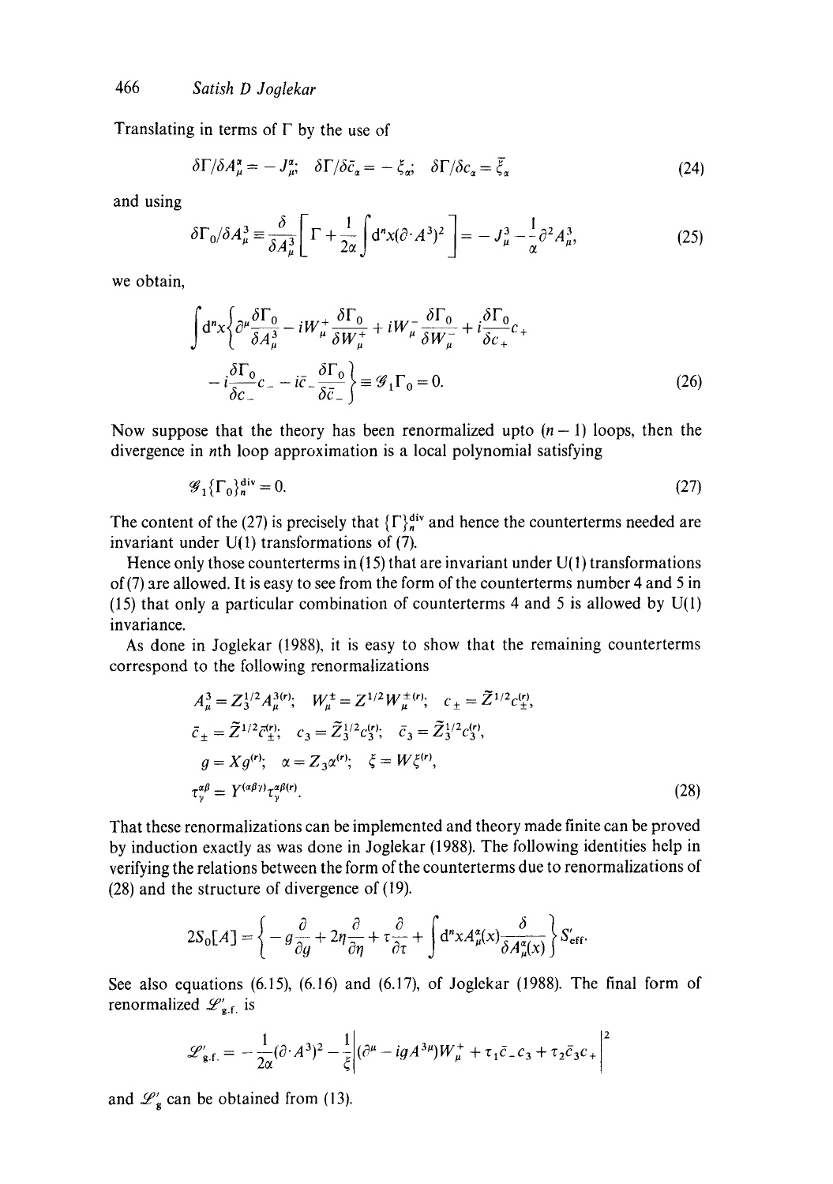Translating in terms of $\Gamma$ by the use of

$$\delta\Gamma/\delta A^\alpha_\mu = -J^\alpha_\mu; \quad \delta\Gamma/\delta \bar{c}_\alpha = -\xi_\alpha; \quad \delta\Gamma/\delta c_\alpha = \bar{\xi}_\alpha \tag{24}$$

and using

$$\delta\Gamma_0/\delta A^3_\mu \equiv \frac{\delta}{\delta A^3_\mu}\left[\Gamma + \frac{1}{2\alpha}\int \mathrm{d}^n x(\partial\cdot A^3)^2\right] = -J^3_\mu - \frac{1}{\alpha}\partial^2 A^3_\mu, \tag{25}$$

we obtain,

$$\int \mathrm{d}^n x\left\{\partial^\mu \frac{\delta\Gamma_0}{\delta A^3_\mu} - iW^+_\mu \frac{\delta\Gamma_0}{\delta W^+_\mu} + iW^-_\mu \frac{\delta\Gamma_0}{\delta W^-_\mu} + i\frac{\delta\Gamma_0}{\delta c_+}c_+ - i\frac{\delta\Gamma_0}{\delta c_-}c_- - i\bar{c}_-\frac{\delta\Gamma_0}{\delta \bar{c}_-}\right\} \equiv \mathscr{G}_1\Gamma_0 = 0. \tag{26}$$

Now suppose that the theory has been renormalized upto $(n-1)$ loops, then the divergence in $n$th loop approximation is a local polynomial satisfying

$$\mathscr{G}_1\{\Gamma_0\}^{\mathrm{div}}_n = 0. \tag{27}$$

The content of the (27) is precisely that $\{\Gamma\}^{\mathrm{div}}_n$ and hence the counterterms needed are invariant under U(1) transformations of (7).

Hence only those counterterms in (15) that are invariant under U(1) transformations of (7) are allowed. It is easy to see from the form of the counterterms number 4 and 5 in (15) that only a particular combination of counterterms 4 and 5 is allowed by U(1) invariance.

As done in Joglekar (1988), it is easy to show that the remaining counterterms correspond to the following renormalizations

$$\begin{aligned}
&A^3_\mu = Z_3^{1/2}A^{3(r)}_\mu; \quad W^\pm_\mu = Z^{1/2}W^{\pm(r)}_\mu; \quad c_\pm = \tilde{Z}^{1/2}c^{(r)}_\pm,\\
&\bar{c}_\pm = \tilde{Z}^{1/2}\bar{c}^{(r)}_\pm; \quad c_3 = \tilde{Z}_3^{1/2}c^{(r)}_3; \quad \bar{c}_3 = \tilde{Z}_3^{1/2}\bar{c}^{(r)}_3,\\
&g = Xg^{(r)}; \quad \alpha = Z_3\alpha^{(r)}; \quad \xi = W\xi^{(r)},\\
&\tau^{\alpha\beta}_\gamma = Y^{(\alpha\beta\gamma)}\tau^{\alpha\beta(r)}_\gamma.
\end{aligned} \tag{28}$$

That these renormalizations can be implemented and theory made finite can be proved by induction exactly as was done in Joglekar (1988). The following identities help in verifying the relations between the form of the counterterms due to renormalizations of (28) and the structure of divergence of (19).

$$2S_0[A] = \left\{-g\frac{\partial}{\partial g} + 2\eta\frac{\partial}{\partial\eta} + \tau\frac{\partial}{\partial\tau} + \int \mathrm{d}^n x A^\alpha_\mu(x)\frac{\delta}{\delta A^\alpha_\mu(x)}\right\}S'_{\mathrm{eff}}.$$

See also equations (6.15), (6.16) and (6.17), of Joglekar (1988). The final form of renormalized $\mathscr{L}'_{\mathrm{g.f.}}$ is

$$\mathscr{L}'_{\mathrm{g.f.}} = -\frac{1}{2\alpha}(\partial\cdot A^3)^2 - \frac{1}{\xi}\left|(\partial^\mu - igA^{3\mu})W^+_\mu + \tau_1\bar{c}_-c_3 + \tau_2\bar{c}_3c_+\right|^2$$

and $\mathscr{L}'_g$ can be obtained from (13).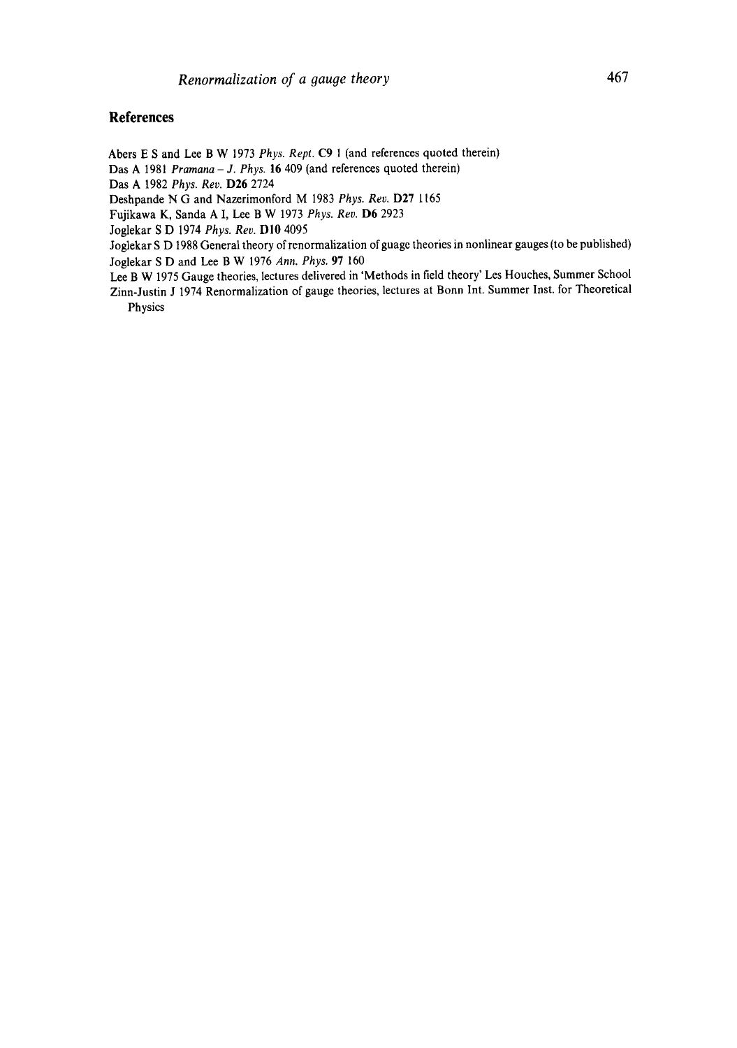## References

Abers E S and Lee B W 1973 *Phys. Rept.* **C9** 1 (and references quoted therein)

Das A 1981 *Pramana – J. Phys.* **16** 409 (and references quoted therein)

Das A 1982 *Phys. Rev.* **D26** 2724

Deshpande N G and Nazerimonford M 1983 *Phys. Rev.* **D27** 1165

Fujikawa K, Sanda A I, Lee B W 1973 *Phys. Rev.* **D6** 2923

Joglekar S D 1974 *Phys. Rev.* **D10** 4095

Joglekar S D 1988 General theory of renormalization of guage theories in nonlinear gauges (to be published)

Joglekar S D and Lee B W 1976 *Ann. Phys.* **97** 160

Lee B W 1975 Gauge theories, lectures delivered in 'Methods in field theory' Les Houches, Summer School

Zinn-Justin J 1974 Renormalization of gauge theories, lectures at Bonn Int. Summer Inst. for Theoretical Physics